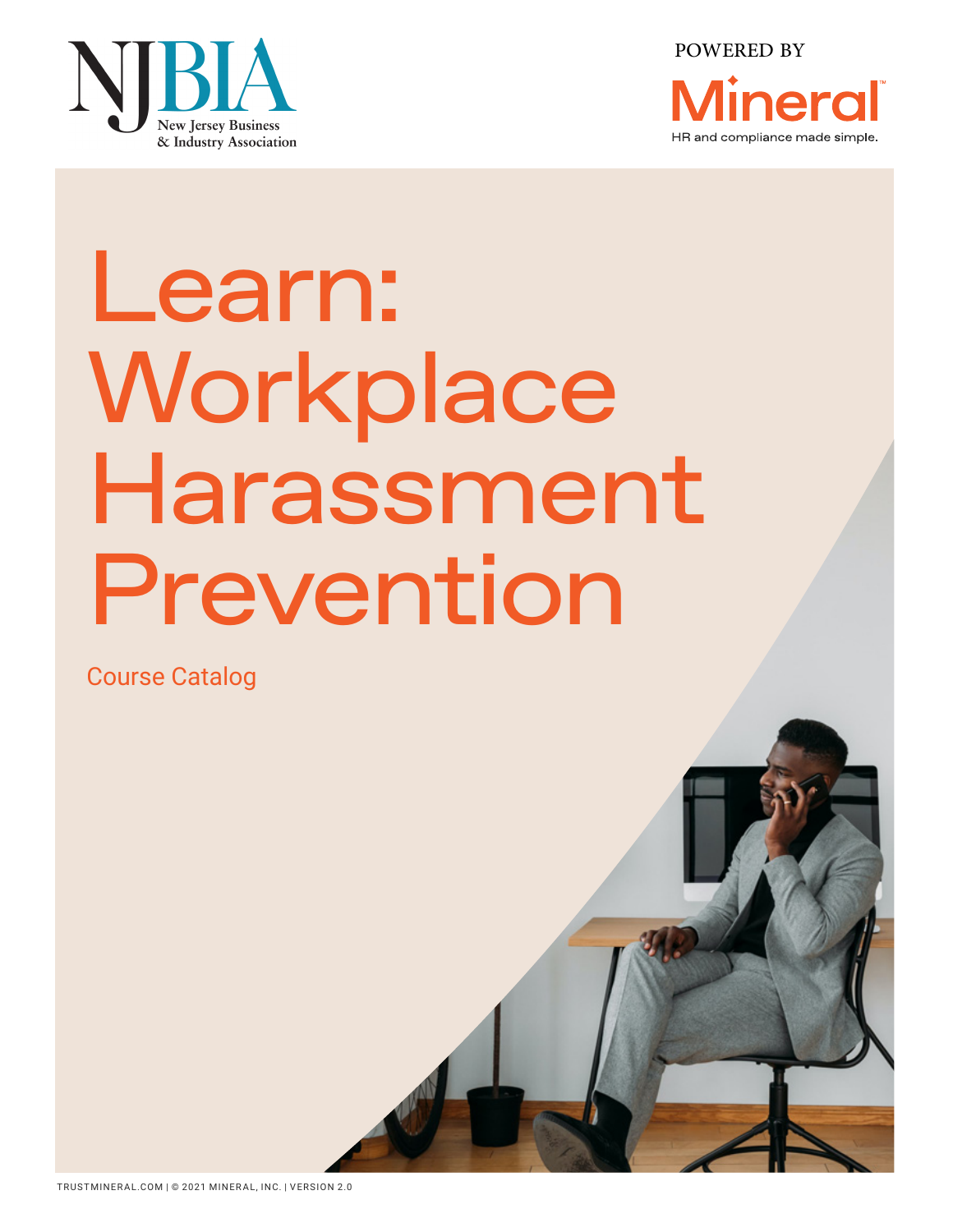NJBIA
New Jersey Business & Industry Association

POWERED BY

Mineral
HR and compliance made simple.

# Learn: Workplace Harassment Prevention

Course Catalog

TRUSTMINERAL.COM | © 2021 MINERAL, INC. | VERSION 2.0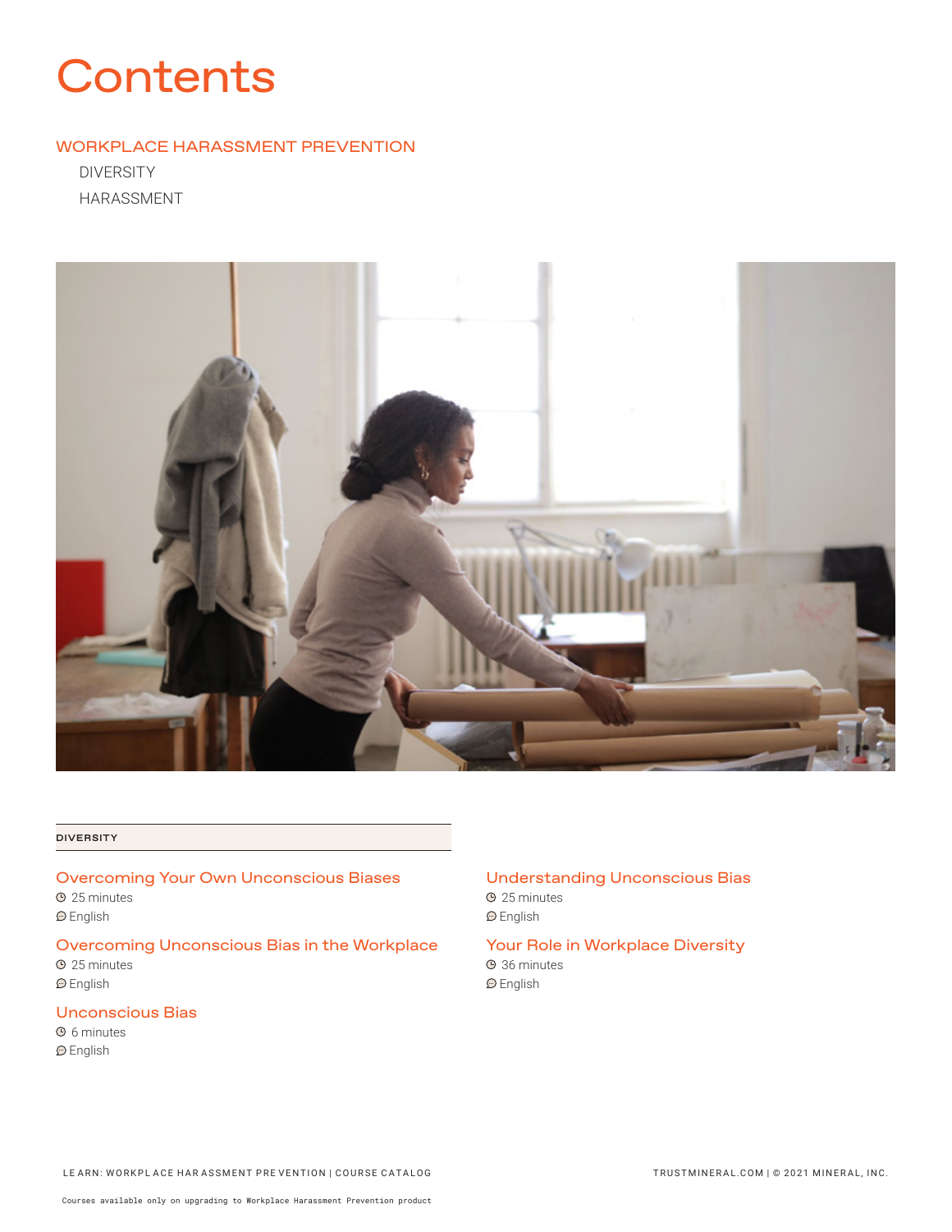# Contents

## WORKPLACE HARASSMENT PREVENTION

- DIVERSITY
- HARASSMENT

### DIVERSITY

**Overcoming Your Own Unconscious Biases**
25 minutes
English

**Overcoming Unconscious Bias in the Workplace**
25 minutes
English

**Unconscious Bias**
6 minutes
English

**Understanding Unconscious Bias**
25 minutes
English

**Your Role in Workplace Diversity**
36 minutes
English

Courses available only on upgrading to Workplace Harassment Prevention product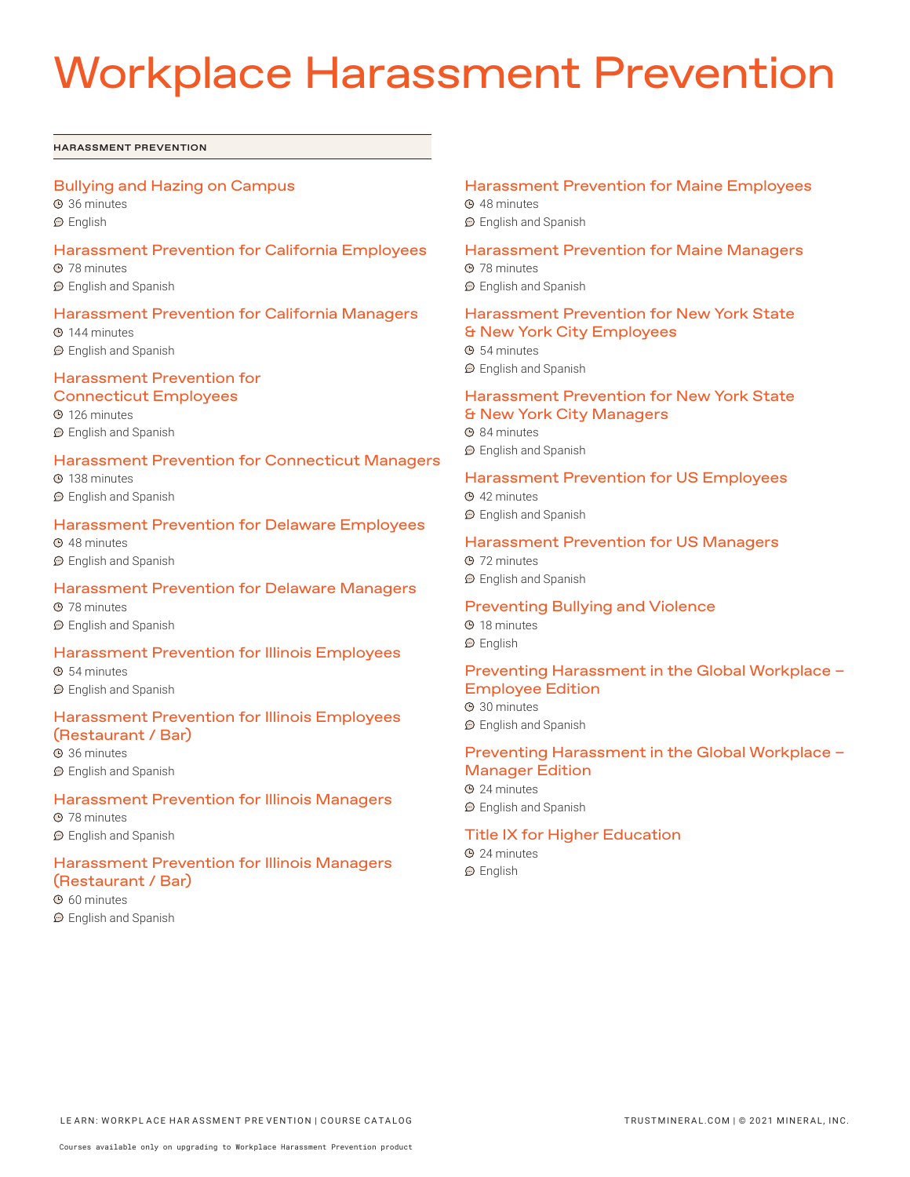# Workplace Harassment Prevention

**HARASSMENT PREVENTION**

### Bullying and Hazing on Campus
- 36 minutes
- English

### Harassment Prevention for California Employees
- 78 minutes
- English and Spanish

### Harassment Prevention for California Managers
- 144 minutes
- English and Spanish

### Harassment Prevention for Connecticut Employees
- 126 minutes
- English and Spanish

### Harassment Prevention for Connecticut Managers
- 138 minutes
- English and Spanish

### Harassment Prevention for Delaware Employees
- 48 minutes
- English and Spanish

### Harassment Prevention for Delaware Managers
- 78 minutes
- English and Spanish

### Harassment Prevention for Illinois Employees
- 54 minutes
- English and Spanish

### Harassment Prevention for Illinois Employees (Restaurant / Bar)
- 36 minutes
- English and Spanish

### Harassment Prevention for Illinois Managers
- 78 minutes
- English and Spanish

### Harassment Prevention for Illinois Managers (Restaurant / Bar)
- 60 minutes
- English and Spanish

### Harassment Prevention for Maine Employees
- 48 minutes
- English and Spanish

### Harassment Prevention for Maine Managers
- 78 minutes
- English and Spanish

### Harassment Prevention for New York State & New York City Employees
- 54 minutes
- English and Spanish

### Harassment Prevention for New York State & New York City Managers
- 84 minutes
- English and Spanish

### Harassment Prevention for US Employees
- 42 minutes
- English and Spanish

### Harassment Prevention for US Managers
- 72 minutes
- English and Spanish

### Preventing Bullying and Violence
- 18 minutes
- English

### Preventing Harassment in the Global Workplace – Employee Edition
- 30 minutes
- English and Spanish

### Preventing Harassment in the Global Workplace – Manager Edition
- 24 minutes
- English and Spanish

### Title IX for Higher Education
- 24 minutes
- English

Courses available only on upgrading to Workplace Harassment Prevention product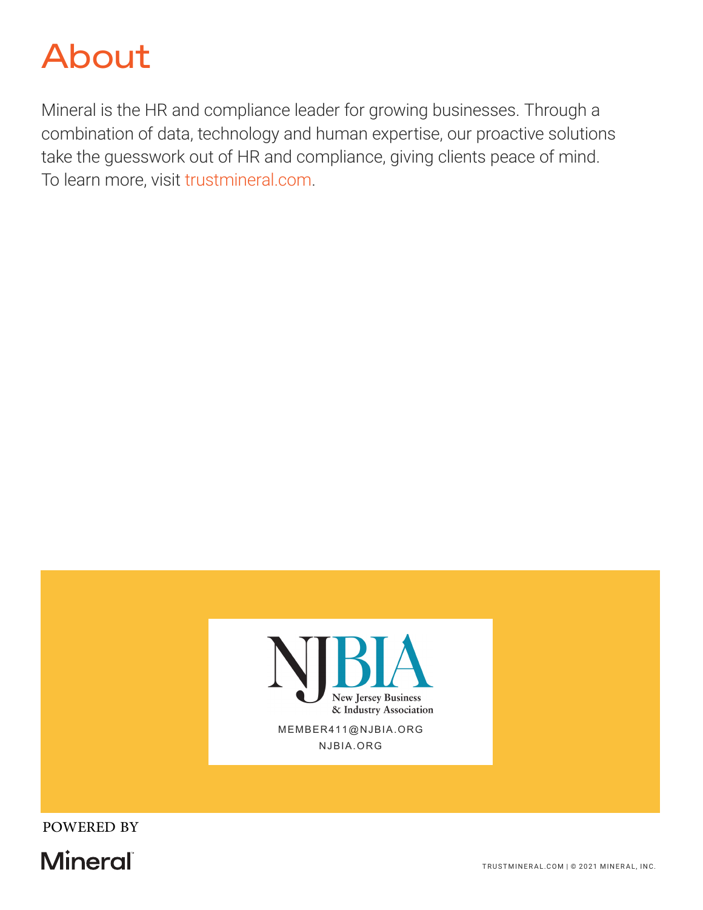# About

Mineral is the HR and compliance leader for growing businesses. Through a combination of data, technology and human expertise, our proactive solutions take the guesswork out of HR and compliance, giving clients peace of mind. To learn more, visit trustmineral.com.

NJBIA
New Jersey Business & Industry Association

MEMBER411@NJBIA.ORG
NJBIA.ORG

POWERED BY
Mineral

TRUSTMINERAL.COM | © 2021 MINERAL, INC.